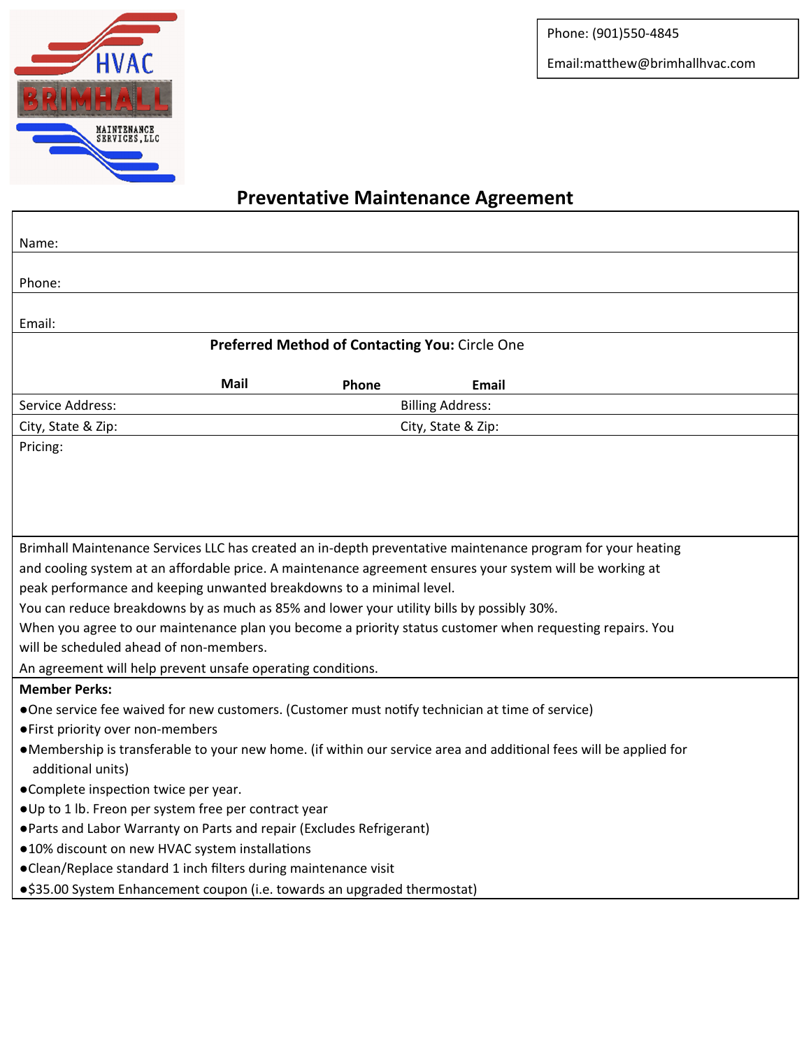Phone: (901)550-4845

Email:matthew@brimhallhvac.com

# Preventative Maintenance Agreement

Name:

Phone:

Email:

**Preferred Method of Contacting You:** Circle One

**Mail** **Phone** **Email**

| Service Address: | Billing Address: |
|---|---|
| City, State & Zip: | City, State & Zip: |

Pricing:

Brimhall Maintenance Services LLC has created an in-depth preventative maintenance program for your heating and cooling system at an affordable price. A maintenance agreement ensures your system will be working at peak performance and keeping unwanted breakdowns to a minimal level.
You can reduce breakdowns by as much as 85% and lower your utility bills by possibly 30%.
When you agree to our maintenance plan you become a priority status customer when requesting repairs. You will be scheduled ahead of non-members.
An agreement will help prevent unsafe operating conditions.

**Member Perks:**

- One service fee waived for new customers. (Customer must notify technician at time of service)
- First priority over non-members
- Membership is transferable to your new home. (if within our service area and additional fees will be applied for additional units)
- Complete inspection twice per year.
- Up to 1 lb. Freon per system free per contract year
- Parts and Labor Warranty on Parts and repair (Excludes Refrigerant)
- 10% discount on new HVAC system installations
- Clean/Replace standard 1 inch filters during maintenance visit
- $35.00 System Enhancement coupon (i.e. towards an upgraded thermostat)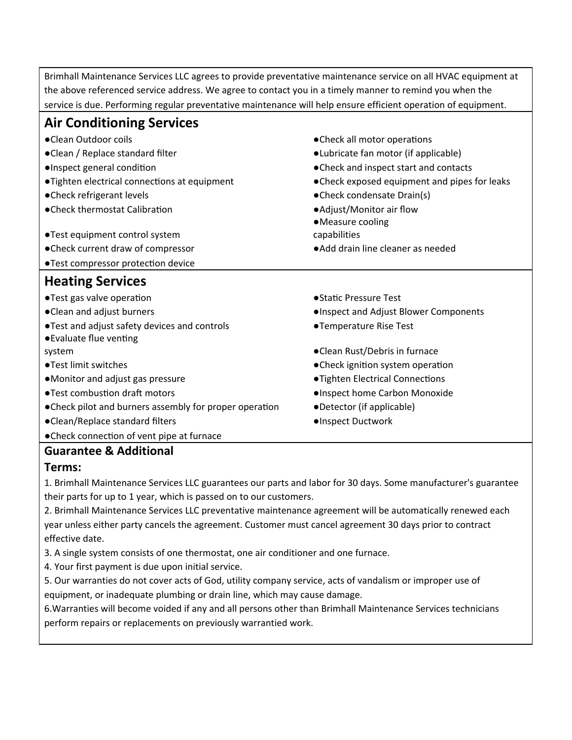Brimhall Maintenance Services LLC agrees to provide preventative maintenance service on all HVAC equipment at the above referenced service address. We agree to contact you in a timely manner to remind you when the service is due. Performing regular preventative maintenance will help ensure efficient operation of equipment.

## Air Conditioning Services

- ●Clean Outdoor coils
- ●Clean / Replace standard filter
- ●Inspect general condition
- ●Tighten electrical connections at equipment
- ●Check refrigerant levels
- ●Check thermostat Calibration
- ●Test equipment control system
- ●Check current draw of compressor
- ●Test compressor protection device
- ●Check all motor operations
- ●Lubricate fan motor (if applicable)
- ●Check and inspect start and contacts
- ●Check exposed equipment and pipes for leaks
- ●Check condensate Drain(s)
- ●Adjust/Monitor air flow
- ●Measure cooling capabilities
- ●Add drain line cleaner as needed

## Heating Services

- ●Test gas valve operation
- ●Clean and adjust burners
- ●Test and adjust safety devices and controls
- ●Evaluate flue venting system
- ●Test limit switches
- ●Monitor and adjust gas pressure
- ●Test combustion draft motors
- ●Check pilot and burners assembly for proper operation
- ●Clean/Replace standard filters
- ●Check connection of vent pipe at furnace
- ●Static Pressure Test
- ●Inspect and Adjust Blower Components
- ●Temperature Rise Test
- ●Clean Rust/Debris in furnace
- ●Check ignition system operation
- ●Tighten Electrical Connections
- ●Inspect home Carbon Monoxide
- ●Detector (if applicable)
- ●Inspect Ductwork

## Guarantee & Additional Terms:

1. Brimhall Maintenance Services LLC guarantees our parts and labor for 30 days. Some manufacturer's guarantee their parts for up to 1 year, which is passed on to our customers.
2. Brimhall Maintenance Services LLC preventative maintenance agreement will be automatically renewed each year unless either party cancels the agreement. Customer must cancel agreement 30 days prior to contract effective date.
3. A single system consists of one thermostat, one air conditioner and one furnace.
4. Your first payment is due upon initial service.
5. Our warranties do not cover acts of God, utility company service, acts of vandalism or improper use of equipment, or inadequate plumbing or drain line, which may cause damage.
6. Warranties will become voided if any and all persons other than Brimhall Maintenance Services technicians perform repairs or replacements on previously warrantied work.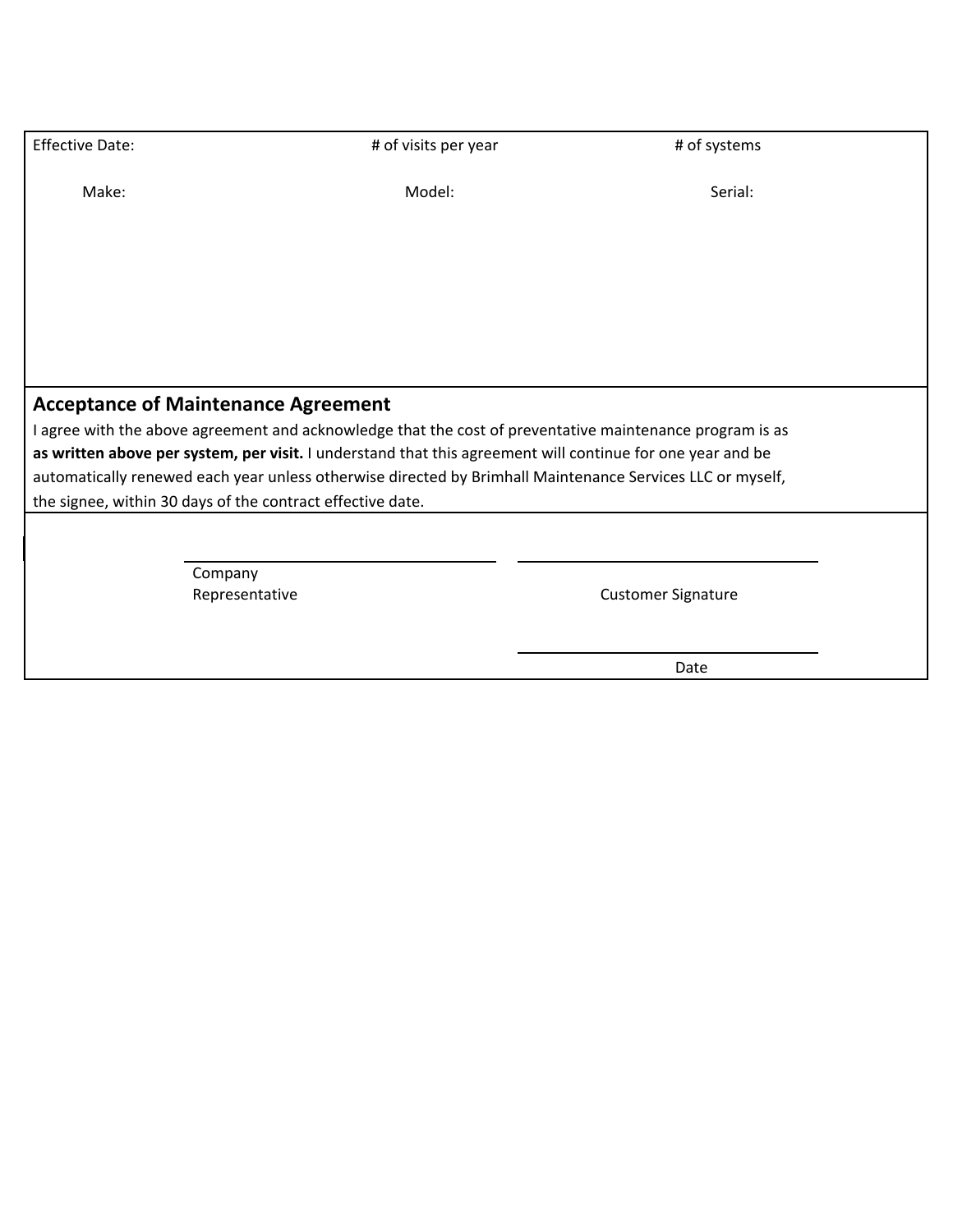| Effective Date: | # of visits per year | # of systems |
|---|---|---|
| Make: | Model: | Serial: |

## Acceptance of Maintenance Agreement

I agree with the above agreement and acknowledge that the cost of preventative maintenance program is as **as written above per system, per visit.** I understand that this agreement will continue for one year and be automatically renewed each year unless otherwise directed by Brimhall Maintenance Services LLC or myself, the signee, within 30 days of the contract effective date.

| | |
|---|---|
| \_\_\_\_\_\_\_\_\_\_\_\_\_\_\_\_\_\_\_\_\_\_\_\_\_\_\_\_\_\_ | \_\_\_\_\_\_\_\_\_\_\_\_\_\_\_\_\_\_\_\_\_\_\_\_\_\_\_\_\_\_ |
| Company Representative | Customer Signature |
| | \_\_\_\_\_\_\_\_\_\_\_\_\_\_\_\_\_\_\_\_\_\_\_\_\_\_\_\_\_\_ |
| | Date |